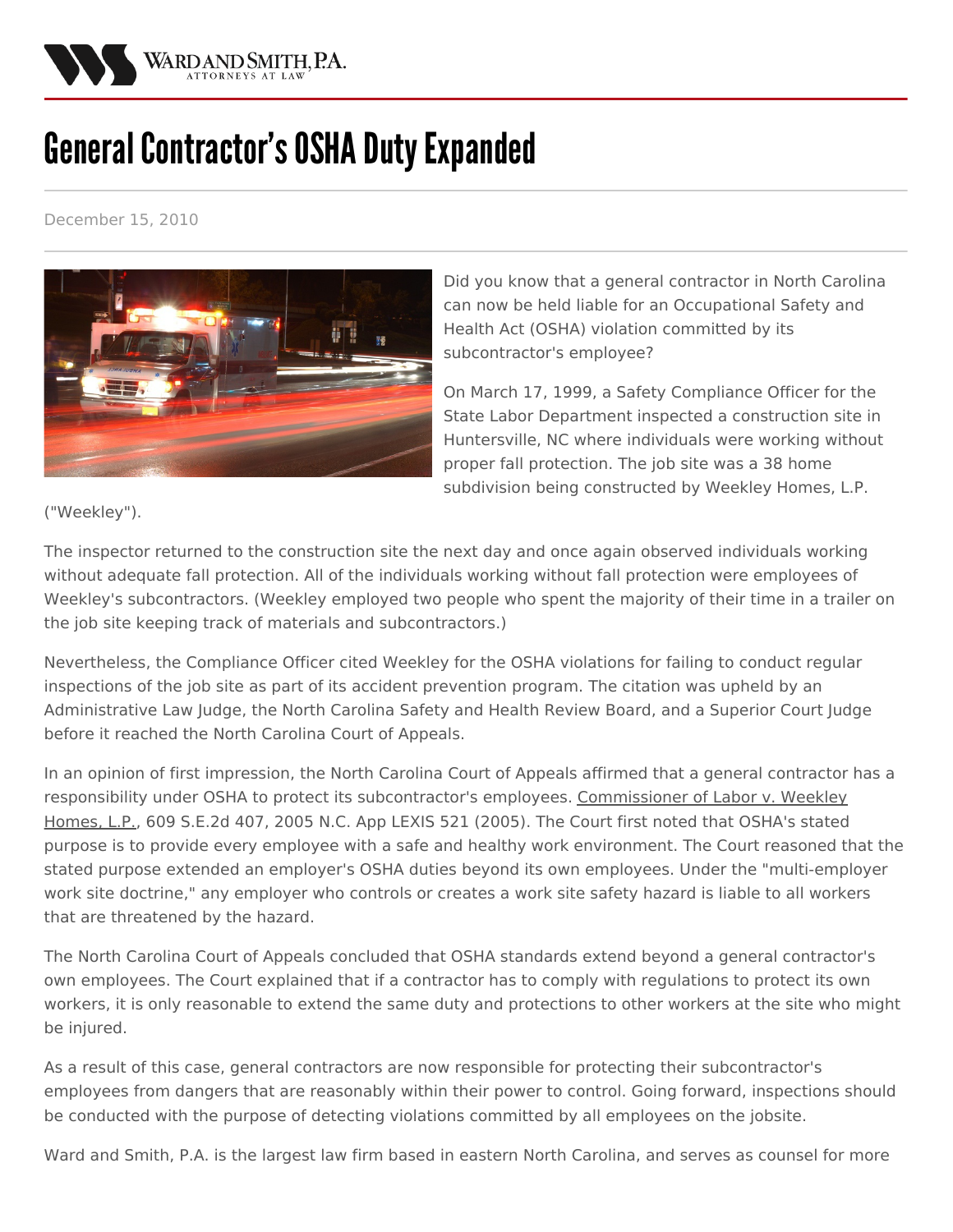# General Contractor's OSHA Duty Expanded

December 15, 2010

Did you know that a general contractor in North Carolina can now be held liable for an Occupational Safety and Health Act (OSHA) violation committed by its subcontractor's employee?

On March 17, 1999, a Safety Compliance Officer for the State Labor Department inspected a construction site in Huntersville, NC where individuals were working without proper fall protection. The job site was a 38 home subdivision being constructed by Weekley Homes, L.P. ("Weekley").

The inspector returned to the construction site the next day and once again observed individuals working without adequate fall protection. All of the individuals working without fall protection were employees of Weekley's subcontractors. (Weekley employed two people who spent the majority of their time in a trailer on the job site keeping track of materials and subcontractors.)

Nevertheless, the Compliance Officer cited Weekley for the OSHA violations for failing to conduct regular inspections of the job site as part of its accident prevention program. The citation was upheld by an Administrative Law Judge, the North Carolina Safety and Health Review Board, and a Superior Court Judge before it reached the North Carolina Court of Appeals.

In an opinion of first impression, the North Carolina Court of Appeals affirmed that a general contractor has a responsibility under OSHA to protect its subcontractor's employees. Commissioner of Labor v. Weekley Homes, L.P., 609 S.E.2d 407, 2005 N.C. App LEXIS 521 (2005). The Court first noted that OSHA's stated purpose is to provide every employee with a safe and healthy work environment. The Court reasoned that the stated purpose extended an employer's OSHA duties beyond its own employees. Under the "multi-employer work site doctrine," any employer who controls or creates a work site safety hazard is liable to all workers that are threatened by the hazard.

The North Carolina Court of Appeals concluded that OSHA standards extend beyond a general contractor's own employees. The Court explained that if a contractor has to comply with regulations to protect its own workers, it is only reasonable to extend the same duty and protections to other workers at the site who might be injured.

As a result of this case, general contractors are now responsible for protecting their subcontractor's employees from dangers that are reasonably within their power to control. Going forward, inspections should be conducted with the purpose of detecting violations committed by all employees on the jobsite.

Ward and Smith, P.A. is the largest law firm based in eastern North Carolina, and serves as counsel for more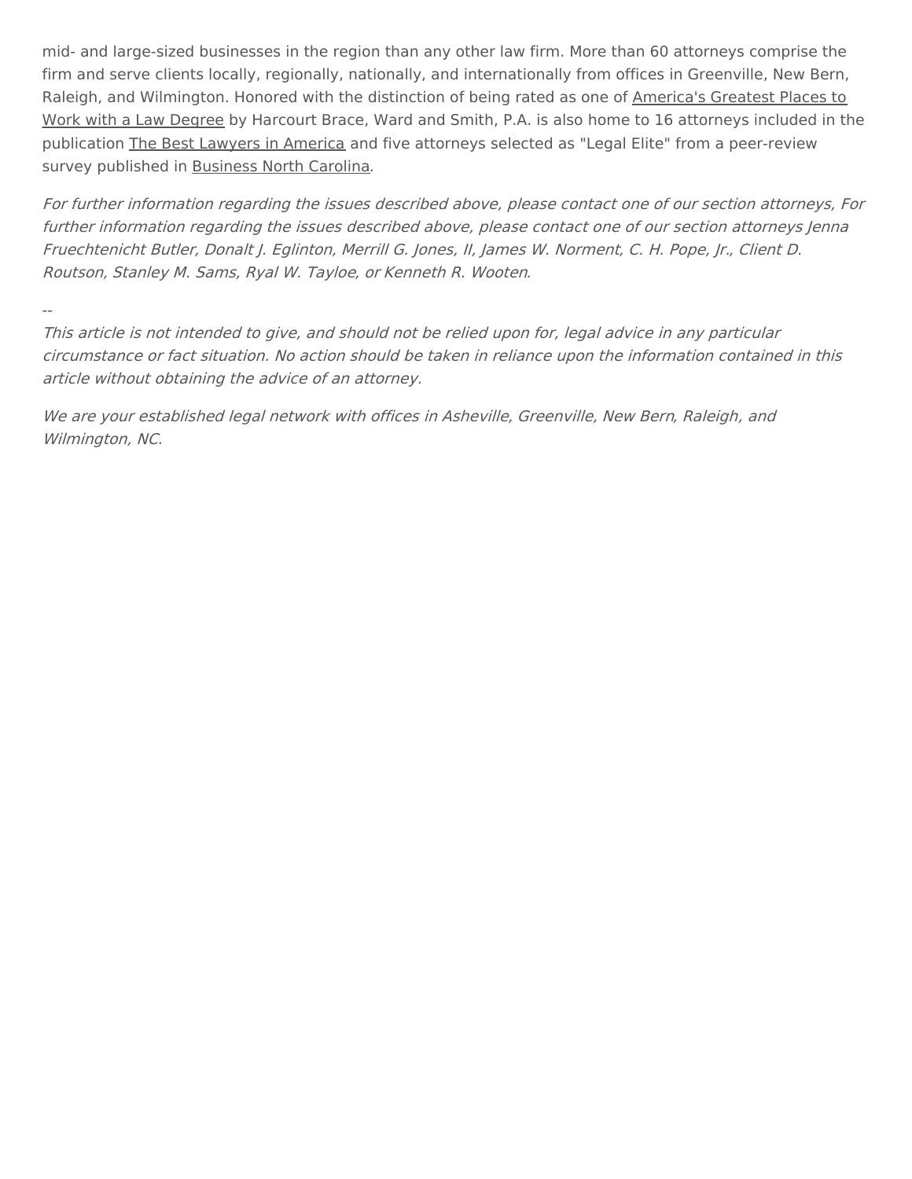mid- and large-sized businesses in the region than any other law firm. More than 60 attorneys comprise the firm and serve clients locally, regionally, nationally, and internationally from offices in Greenville, New Bern, Raleigh, and Wilmington. Honored with the distinction of being rated as one of America's Greatest Places to Work with a Law Degree by Harcourt Brace, Ward and Smith, P.A. is also home to 16 attorneys included in the publication The Best Lawyers in America and five attorneys selected as "Legal Elite" from a peer-review survey published in Business North Carolina.

*For further information regarding the issues described above, please contact one of our section attorneys, For further information regarding the issues described above, please contact one of our section attorneys Jenna Fruechtenicht Butler, Donalt J. Eglinton, Merrill G. Jones, II, James W. Norment, C. H. Pope, Jr., Client D. Routson, Stanley M. Sams, Ryal W. Tayloe, or Kenneth R. Wooten.*

--

*This article is not intended to give, and should not be relied upon for, legal advice in any particular circumstance or fact situation. No action should be taken in reliance upon the information contained in this article without obtaining the advice of an attorney.*

*We are your established legal network with offices in Asheville, Greenville, New Bern, Raleigh, and Wilmington, NC.*